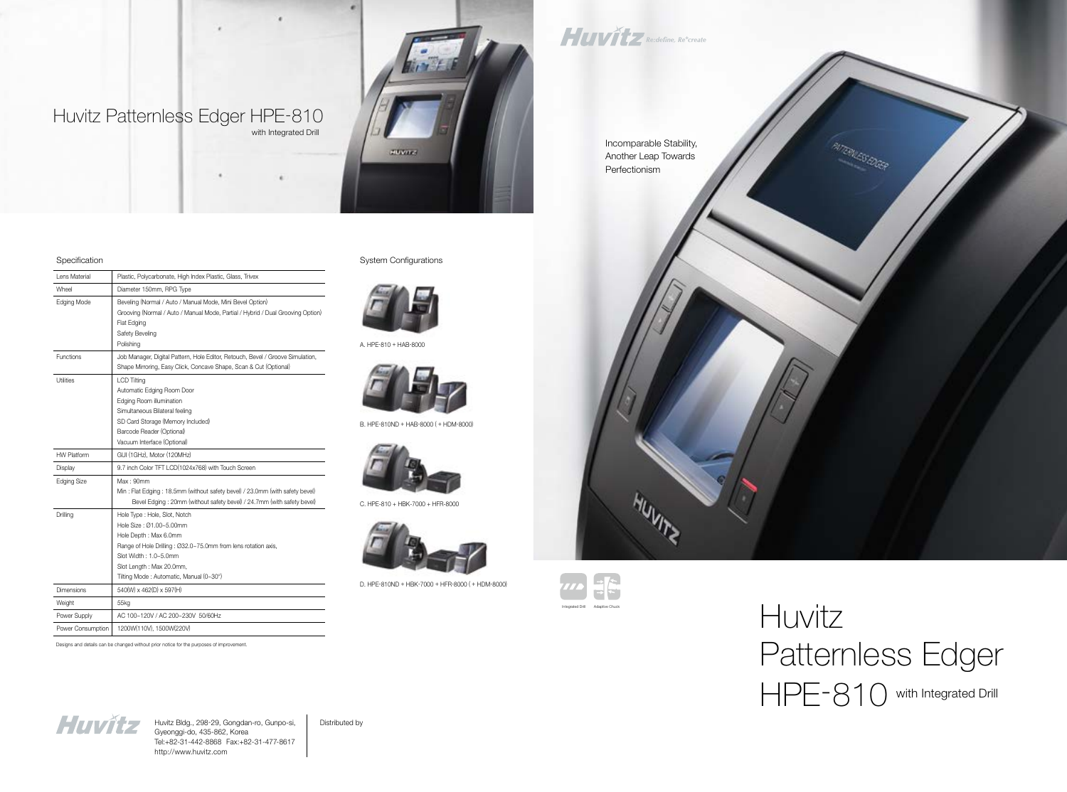# Huvitz Patternless Edger HPE-810

with Integrated Drill

## Specification

| Lens Material | Plastic, Polycarbonate, High Index Plastic, Glass, Trivex |
|---|---|
| Wheel | Diameter 150mm, RPG Type |
| Edging Mode | Beveling (Normal / Auto / Manual Mode, Mini Bevel Option)<br>Grooving (Normal / Auto / Manual Mode, Partial / Hybrid / Dual Grooving Option)<br>Flat Edging<br>Safety Beveling<br>Polishing |
| Functions | Job Manager, Digital Pattern, Hole Editor, Retouch, Bevel / Groove Simulation, Shape Mirroring, Easy Click, Concave Shape, Scan & Cut (Optional) |
| Utilities | LCD Tilting<br>Automatic Edging Room Door<br>Edging Room illumination<br>Simultaneous Bilateral feeling<br>SD Card Storage (Memory Included)<br>Barcode Reader (Optional)<br>Vacuum Interface (Optional) |
| HW Platform | GUI (1GHz), Motor (120MHz) |
| Display | 9.7 inch Color TFT LCD(1024x768) with Touch Screen |
| Edging Size | Max : 90mm<br>Min : Flat Edging : 18.5mm (without safety bevel) / 23.0mm (with safety bevel)<br>Bevel Edging : 20mm (without safety bevel) / 24.7mm (with safety bevel) |
| Drilling | Hole Type : Hole, Slot, Notch<br>Hole Size : Ø1.00~5.00mm<br>Hole Depth : Max 6.0mm<br>Range of Hole Drilling : Ø32.0~75.0mm from lens rotation axis,<br>Slot Width : 1.0~5.0mm<br>Slot Length : Max 20.0mm,<br>Tilting Mode : Automatic, Manual (0~30°) |
| Dimensions | 540(W) x 462(D) x 597(H) |
| Weight | 55kg |
| Power Supply | AC 100~120V / AC 200~230V 50/60Hz |
| Power Consumption | 1200W(110V), 1500W(220V) |

Designs and details can be changed without prior notice for the purposes of improvement.

## System Configurations

A. HPE-810 + HAB-8000

B. HPE-810ND + HAB-8000 ( + HDM-8000)

C. HPE-810 + HBK-7000 + HFR-8000

D. HPE-810ND + HBK-7000 + HFR-8000 ( + HDM-8000)

Huvitz Bldg., 298-29, Gongdan-ro, Gunpo-si, Gyeonggi-do, 435-862, Korea
Tel:+82-31-442-8868 Fax:+82-31-477-8617
http://www.huvitz.com

Distributed by

Huvitz Re:define, Re°create

Incomparable Stability,
Another Leap Towards
Perfectionism

Integrated Drill Adaptive Chuck

# Huvitz Patternless Edger HPE-810 with Integrated Drill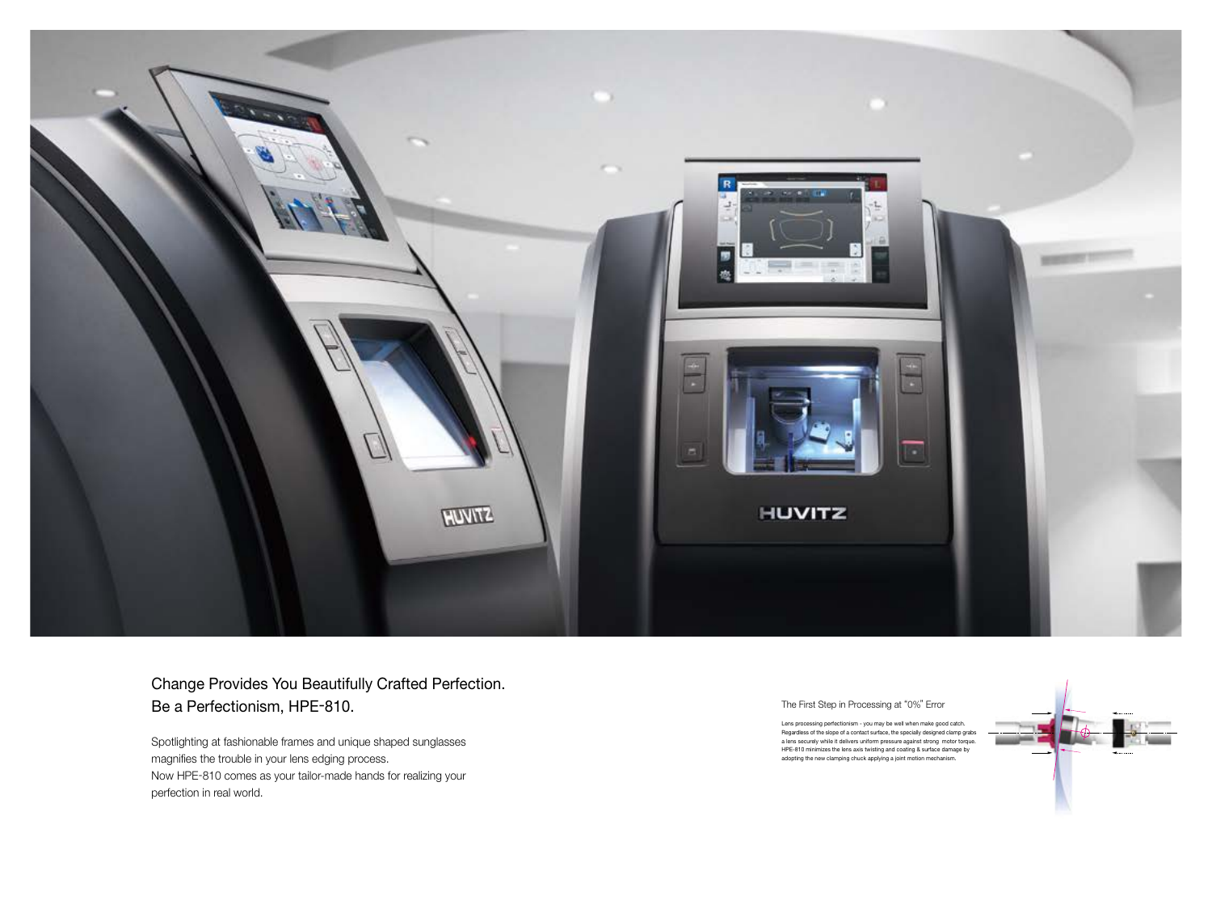## Change Provides You Beautifully Crafted Perfection.
## Be a Perfectionism, HPE-810.

Spotlighting at fashionable frames and unique shaped sunglasses magnifies the trouble in your lens edging process.
Now HPE-810 comes as your tailor-made hands for realizing your perfection in real world.

### The First Step in Processing at "0%" Error

Lens processing perfectionism - you may be well when make good catch. Regardless of the slope of a contact surface, the specially designed clamp grabs a lens securely while it delivers uniform pressure against strong motor torque. HPE-810 minimizes the lens axis twisting and coating & surface damage by adopting the new clamping chuck applying a joint motion mechanism.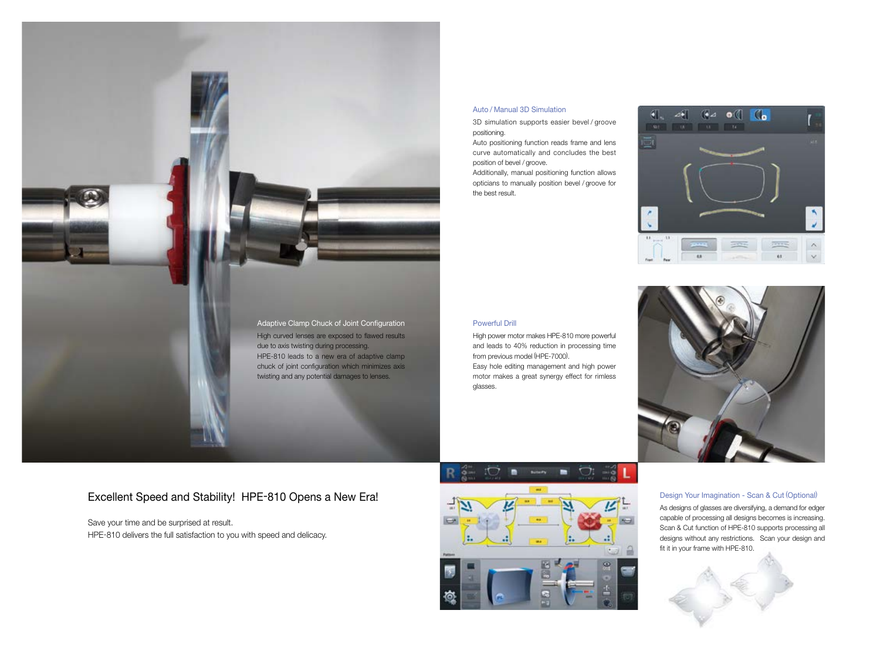## Adaptive Clamp Chuck of Joint Configuration

High curved lenses are exposed to flawed results due to axis twisting during processing.
HPE-810 leads to a new era of adaptive clamp chuck of joint configuration which minimizes axis twisting and any potential damages to lenses.

# Excellent Speed and Stability! HPE-810 Opens a New Era!

Save your time and be surprised at result.
HPE-810 delivers the full satisfaction to you with speed and delicacy.

## Auto / Manual 3D Simulation

3D simulation supports easier bevel / groove positioning.
Auto positioning function reads frame and lens curve automatically and concludes the best position of bevel / groove.
Additionally, manual positioning function allows opticians to manually position bevel / groove for the best result.

## Powerful Drill

High power motor makes HPE-810 more powerful and leads to 40% reduction in processing time from previous model (HPE-7000).
Easy hole editing management and high power motor makes a great synergy effect for rimless glasses.

## Design Your Imagination - Scan & Cut (Optional)

As designs of glasses are diversifying, a demand for edger capable of processing all designs without any restrictions is increasing. Scan & Cut function of HPE-810 supports processing all designs without any restrictions. Scan your design and fit it in your frame with HPE-810.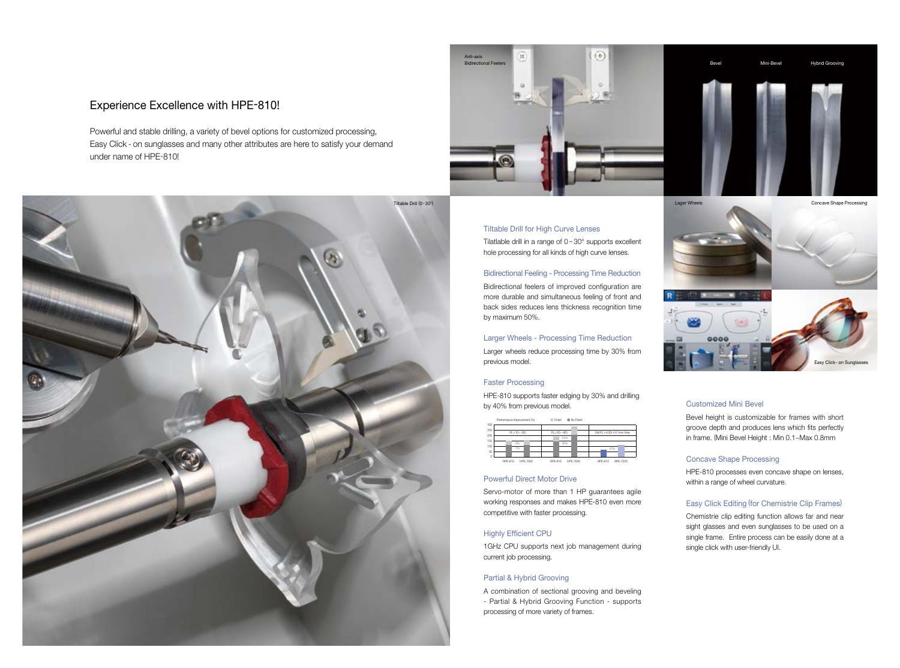## Experience Excellence with HPE-810!

Powerful and stable drilling, a variety of bevel options for customized processing, Easy Click - on sunglasses and many other attributes are here to satisfy your demand under name of HPE-810!

Anti-axis Bidirectional Feelers

Bevel

Mini-Bevel

Hybrid Grooving

Tiltable Drill (0~30°)

Lager Wheels

Concave Shape Processing

Easy Click - on Sunglasses

### Tiltable Drill for High Curve Lenses

Tilatlable drill in a range of 0~30° supports excellent hole processing for all kinds of high curve lenses.

### Bidirectional Feeling - Processing Time Reduction

Bidirectional feelers of improved configuration are more durable and simultaneous feeling of front and back sides reduces lens thickness recognition time by maximum 50%.

### Larger Wheels - Processing Time Reduction

Larger wheels reduce processing time by 30% from previous model.

### Faster Processing

HPE-810 supports faster edging by 30% and drilling by 40% from previous model.

Performance Improvement (%)

Polish

No Polish

300
250
200
150
100
50
0

PL (-1D~-2D)

PL (-5D~-8D)

Drill PL (-4.5D) 4 X 1mm Hole

4%

1%

33%

30%

31%

HPE-810 HPE-7000 HPE-810 HPE-7000 HPE-810 HPE-7000

### Powerful Direct Motor Drive

Servo-motor of more than 1 HP guarantees agile working responses and makes HPE-810 even more competitive with faster processing.

### Highly Efficient CPU

1GHz CPU supports next job management during current job processing.

### Partial & Hybrid Grooving

A combination of sectional grooving and beveling - Partial & Hybrid Grooving Function - supports processing of more variety of frames.

### Customized Mini Bevel

Bevel height is customizable for frames with short groove depth and produces lens which fits perfectly in frame. (Mini Bevel Height : Min 0.1~Max 0.8mm

### Concave Shape Processing

HPE-810 processes even concave shape on lenses, within a range of wheel curvature.

### Easy Click Editing (for Chemistrie Clip Frames)

Chemistrie clip editing function allows far and near sight glasses and even sunglasses to be used on a single frame. Entire process can be easily done at a single click with user-friendly UI.